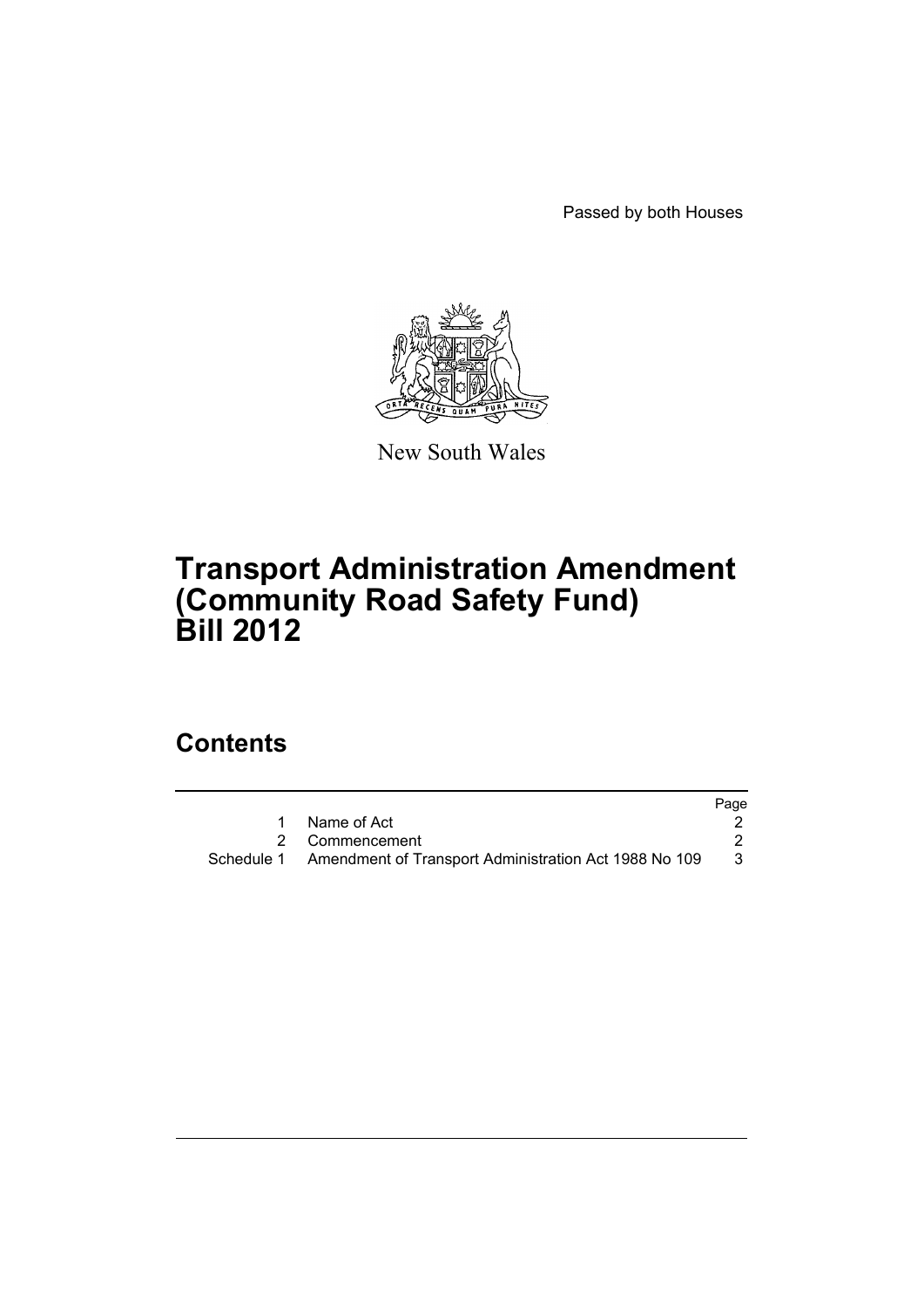Passed by both Houses

New South Wales

# Transport Administration Amendment (Community Road Safety Fund) Bill 2012

## Contents

| | | Page |
|---|---|---|
| 1 | Name of Act | 2 |
| 2 | Commencement | 2 |
| Schedule 1 | Amendment of Transport Administration Act 1988 No 109 | 3 |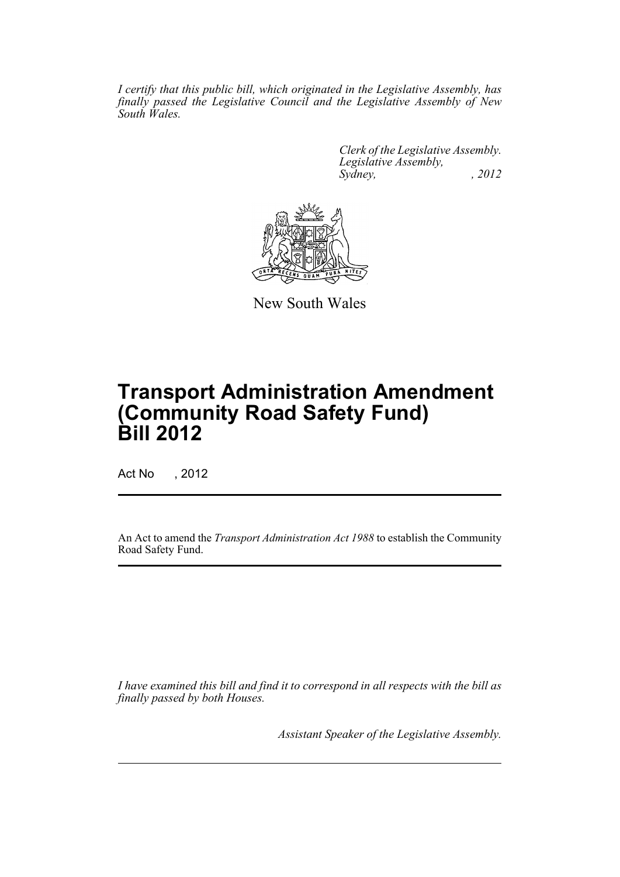*I certify that this public bill, which originated in the Legislative Assembly, has finally passed the Legislative Council and the Legislative Assembly of New South Wales.*

*Clerk of the Legislative Assembly.*
*Legislative Assembly,*
*Sydney, , 2012*

New South Wales

# Transport Administration Amendment (Community Road Safety Fund) Bill 2012

Act No , 2012

An Act to amend the *Transport Administration Act 1988* to establish the Community Road Safety Fund.

*I have examined this bill and find it to correspond in all respects with the bill as finally passed by both Houses.*

*Assistant Speaker of the Legislative Assembly.*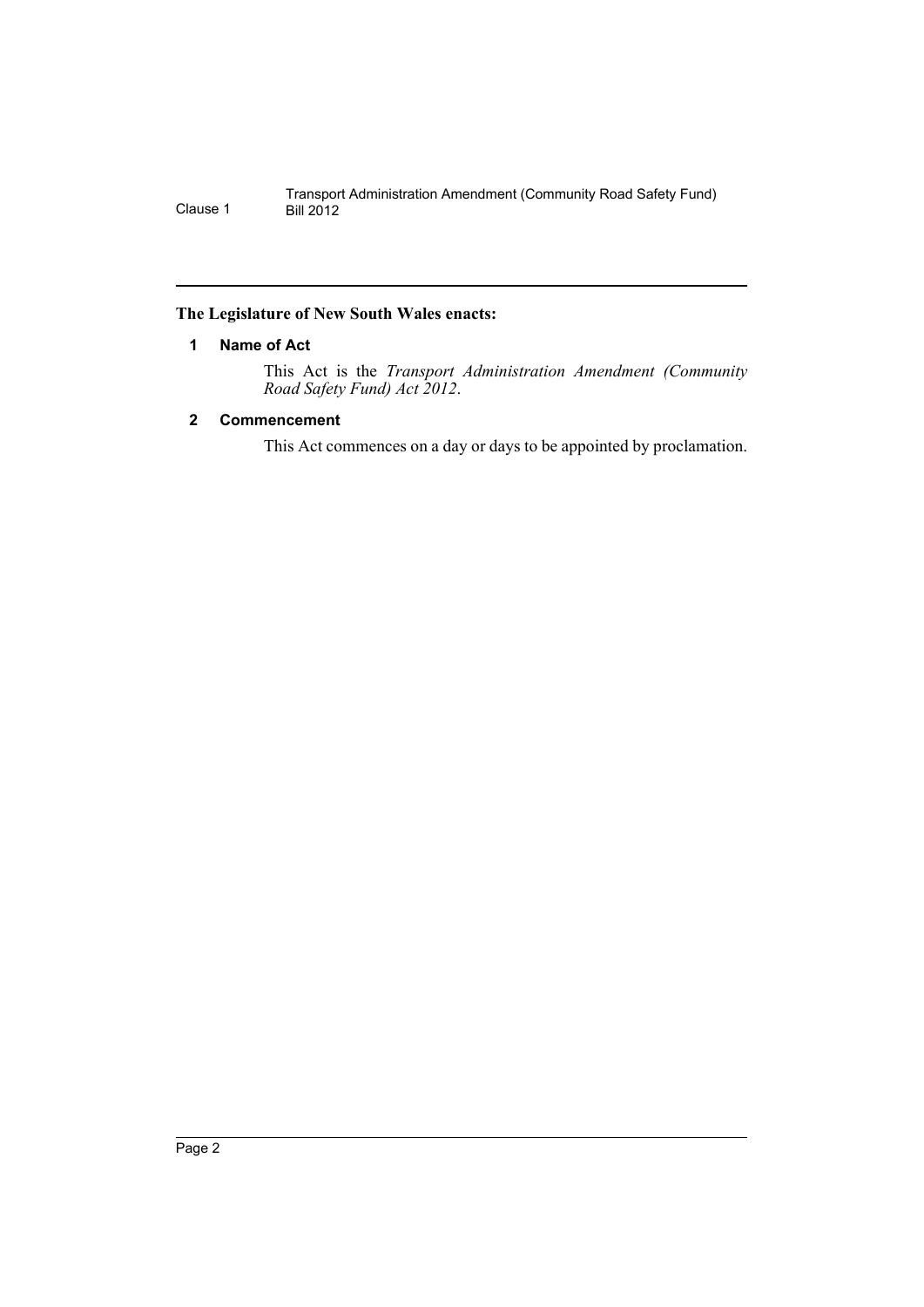**The Legislature of New South Wales enacts:**

### 1 Name of Act

This Act is the *Transport Administration Amendment (Community Road Safety Fund) Act 2012*.

### 2 Commencement

This Act commences on a day or days to be appointed by proclamation.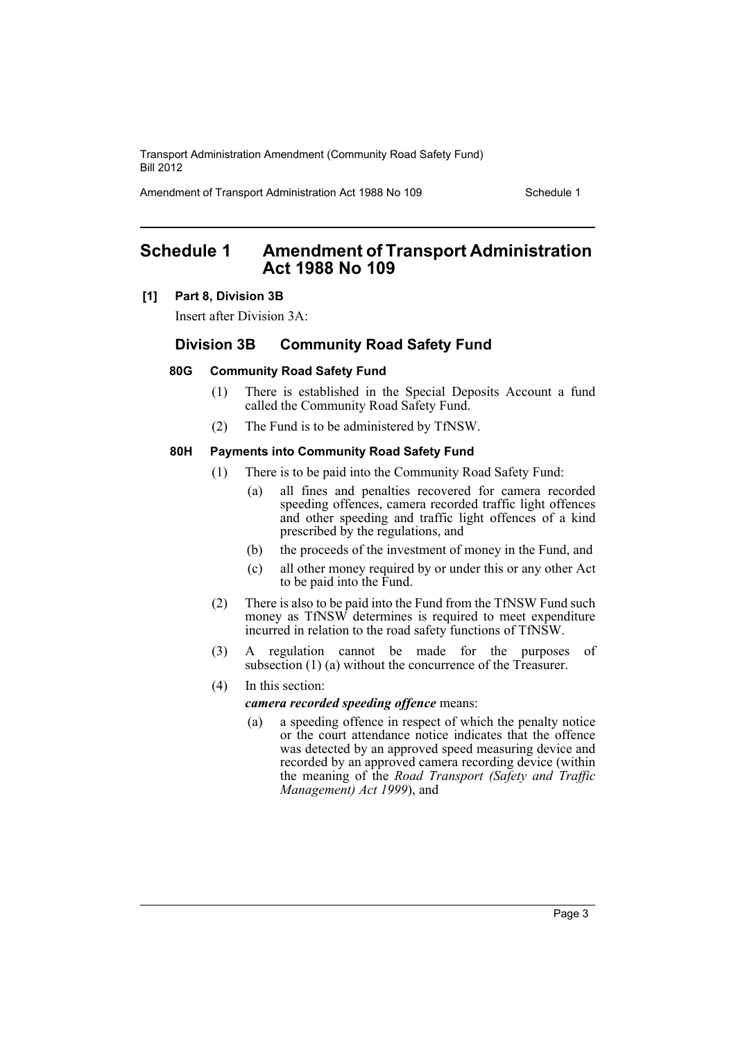# Schedule 1 Amendment of Transport Administration Act 1988 No 109

**[1] Part 8, Division 3B**

Insert after Division 3A:

## Division 3B Community Road Safety Fund

### 80G Community Road Safety Fund

(1) There is established in the Special Deposits Account a fund called the Community Road Safety Fund.

(2) The Fund is to be administered by TfNSW.

### 80H Payments into Community Road Safety Fund

(1) There is to be paid into the Community Road Safety Fund:

(a) all fines and penalties recovered for camera recorded speeding offences, camera recorded traffic light offences and other speeding and traffic light offences of a kind prescribed by the regulations, and

(b) the proceeds of the investment of money in the Fund, and

(c) all other money required by or under this or any other Act to be paid into the Fund.

(2) There is also to be paid into the Fund from the TfNSW Fund such money as TfNSW determines is required to meet expenditure incurred in relation to the road safety functions of TfNSW.

(3) A regulation cannot be made for the purposes of subsection (1) (a) without the concurrence of the Treasurer.

(4) In this section:

***camera recorded speeding offence*** means:

(a) a speeding offence in respect of which the penalty notice or the court attendance notice indicates that the offence was detected by an approved speed measuring device and recorded by an approved camera recording device (within the meaning of the *Road Transport (Safety and Traffic Management) Act 1999*), and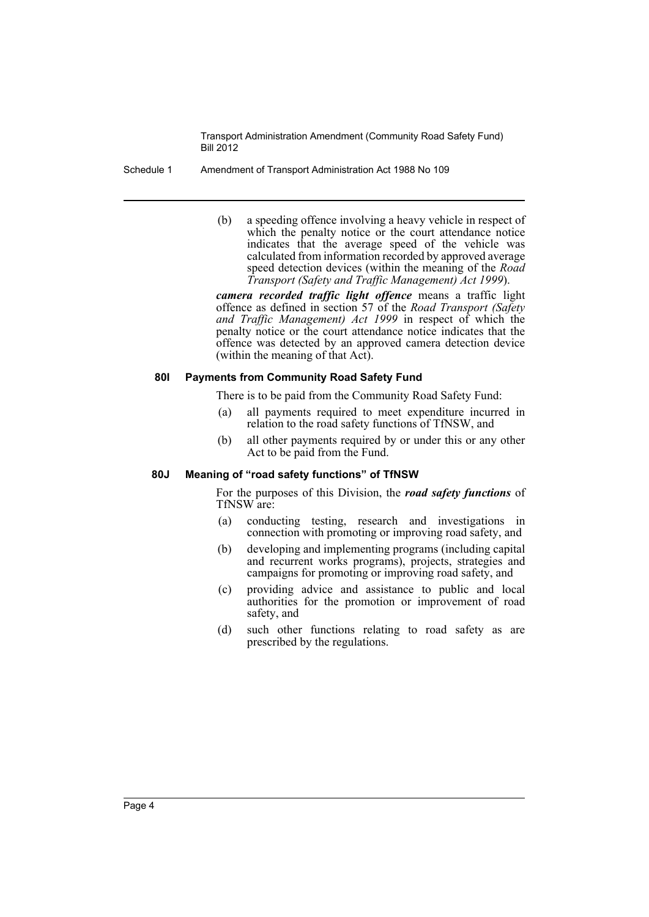(b) a speeding offence involving a heavy vehicle in respect of which the penalty notice or the court attendance notice indicates that the average speed of the vehicle was calculated from information recorded by approved average speed detection devices (within the meaning of the *Road Transport (Safety and Traffic Management) Act 1999*).

***camera recorded traffic light offence*** means a traffic light offence as defined in section 57 of the *Road Transport (Safety and Traffic Management) Act 1999* in respect of which the penalty notice or the court attendance notice indicates that the offence was detected by an approved camera detection device (within the meaning of that Act).

#### 80I Payments from Community Road Safety Fund

There is to be paid from the Community Road Safety Fund:

(a) all payments required to meet expenditure incurred in relation to the road safety functions of TfNSW, and

(b) all other payments required by or under this or any other Act to be paid from the Fund.

#### 80J Meaning of "road safety functions" of TfNSW

For the purposes of this Division, the ***road safety functions*** of TfNSW are:

(a) conducting testing, research and investigations in connection with promoting or improving road safety, and

(b) developing and implementing programs (including capital and recurrent works programs), projects, strategies and campaigns for promoting or improving road safety, and

(c) providing advice and assistance to public and local authorities for the promotion or improvement of road safety, and

(d) such other functions relating to road safety as are prescribed by the regulations.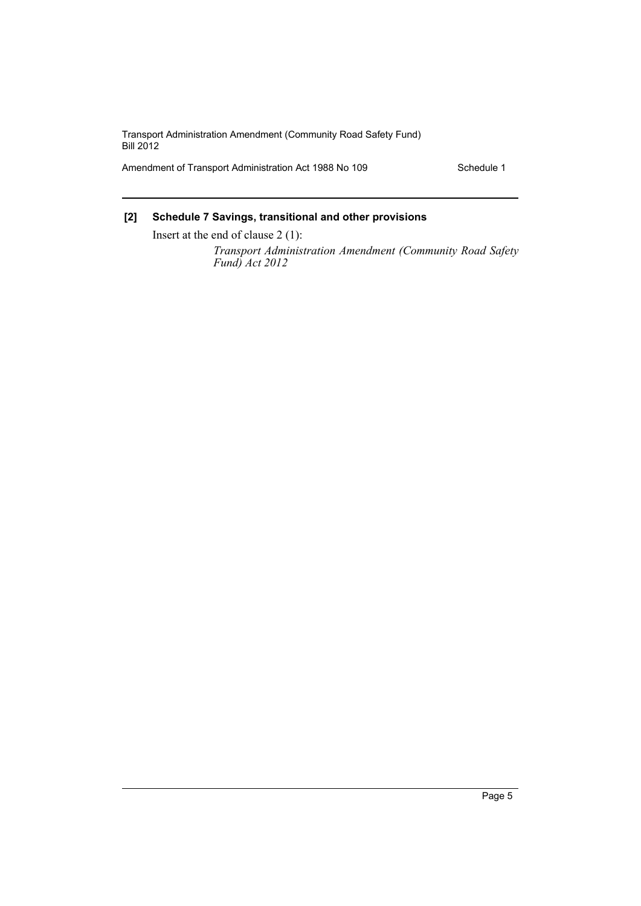### [2] Schedule 7 Savings, transitional and other provisions

Insert at the end of clause 2 (1):

*Transport Administration Amendment (Community Road Safety Fund) Act 2012*